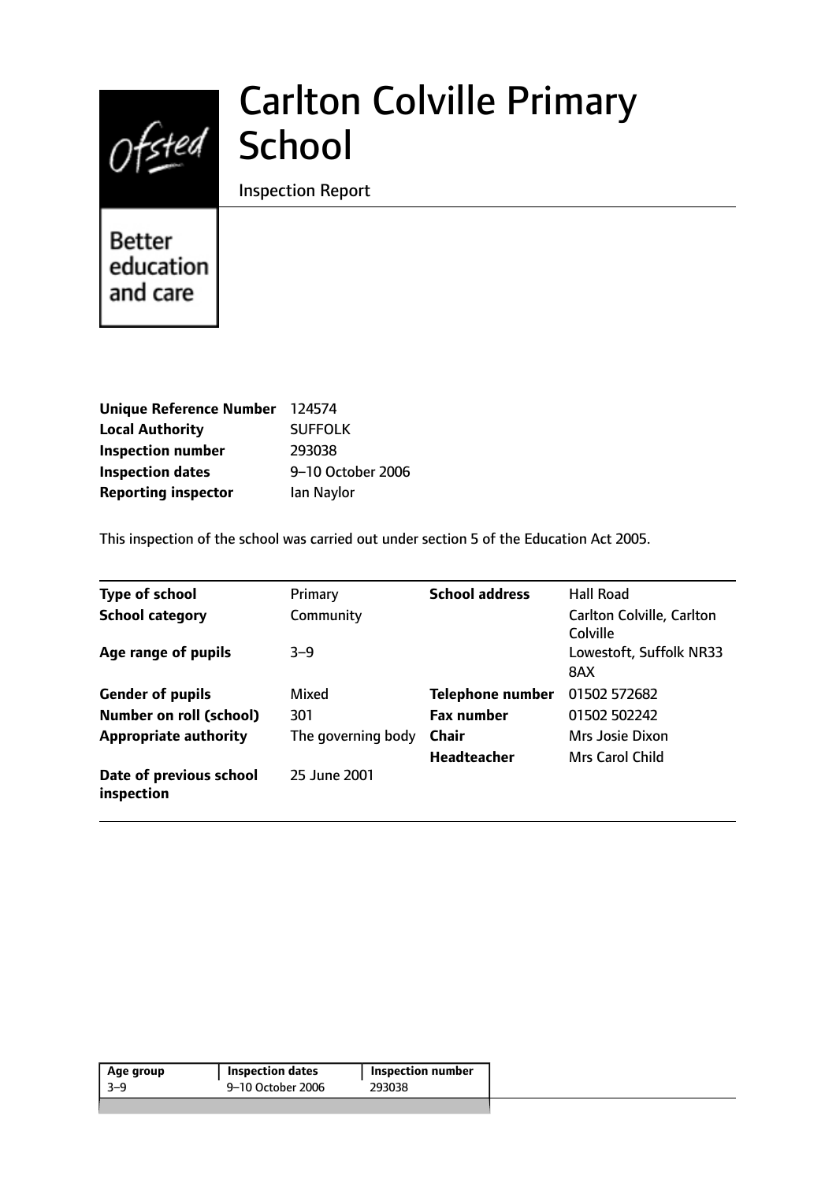# Carlton Colville Primary School

Inspection Report

Better education and care

| | |
|---|---|
| **Unique Reference Number** | 124574 |
| **Local Authority** | SUFFOLK |
| **Inspection number** | 293038 |
| **Inspection dates** | 9–10 October 2006 |
| **Reporting inspector** | Ian Naylor |

This inspection of the school was carried out under section 5 of the Education Act 2005.

| | | | |
|---|---|---|---|
| **Type of school** | Primary | **School address** | Hall Road |
| **School category** | Community | | Carlton Colville, Carlton Colville |
| **Age range of pupils** | 3–9 | | Lowestoft, Suffolk NR33 8AX |
| **Gender of pupils** | Mixed | **Telephone number** | 01502 572682 |
| **Number on roll (school)** | 301 | **Fax number** | 01502 502242 |
| **Appropriate authority** | The governing body | **Chair** | Mrs Josie Dixon |
| | | **Headteacher** | Mrs Carol Child |
| **Date of previous school inspection** | 25 June 2001 | | |

| Age group | Inspection dates | Inspection number |
|---|---|---|
| 3–9 | 9–10 October 2006 | 293038 |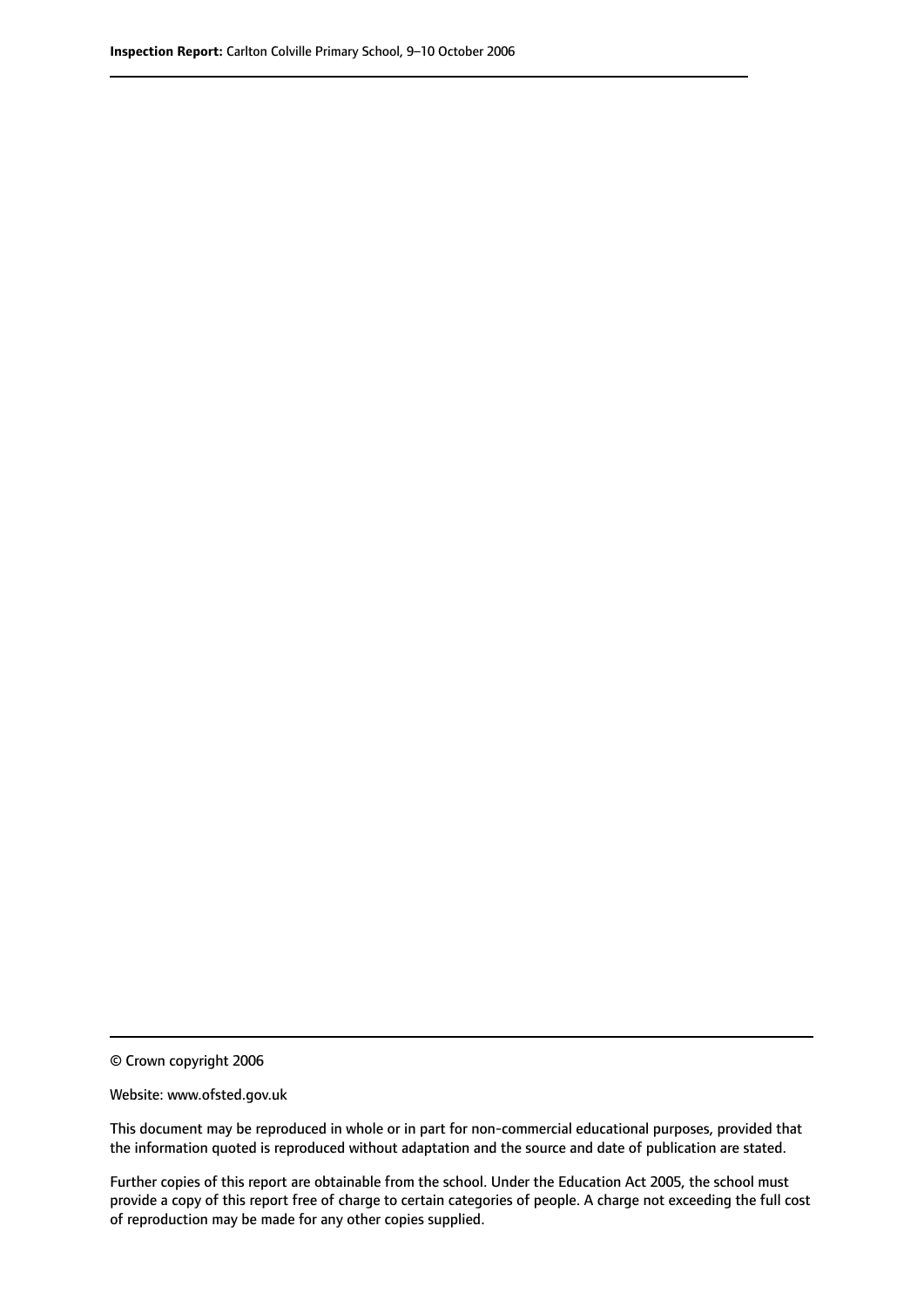© Crown copyright 2006

Website: www.ofsted.gov.uk

This document may be reproduced in whole or in part for non-commercial educational purposes, provided that the information quoted is reproduced without adaptation and the source and date of publication are stated.

Further copies of this report are obtainable from the school. Under the Education Act 2005, the school must provide a copy of this report free of charge to certain categories of people. A charge not exceeding the full cost of reproduction may be made for any other copies supplied.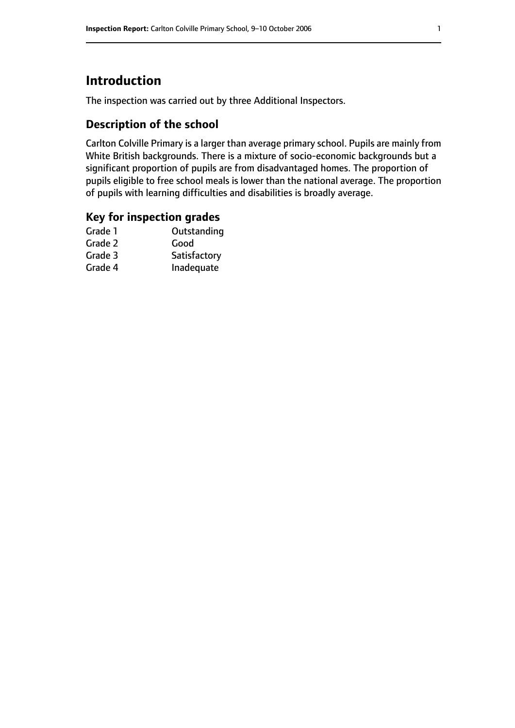# Introduction

The inspection was carried out by three Additional Inspectors.

## Description of the school

Carlton Colville Primary is a larger than average primary school. Pupils are mainly from White British backgrounds. There is a mixture of socio-economic backgrounds but a significant proportion of pupils are from disadvantaged homes. The proportion of pupils eligible to free school meals is lower than the national average. The proportion of pupils with learning difficulties and disabilities is broadly average.

## Key for inspection grades

| | |
|---|---|
| Grade 1 | Outstanding |
| Grade 2 | Good |
| Grade 3 | Satisfactory |
| Grade 4 | Inadequate |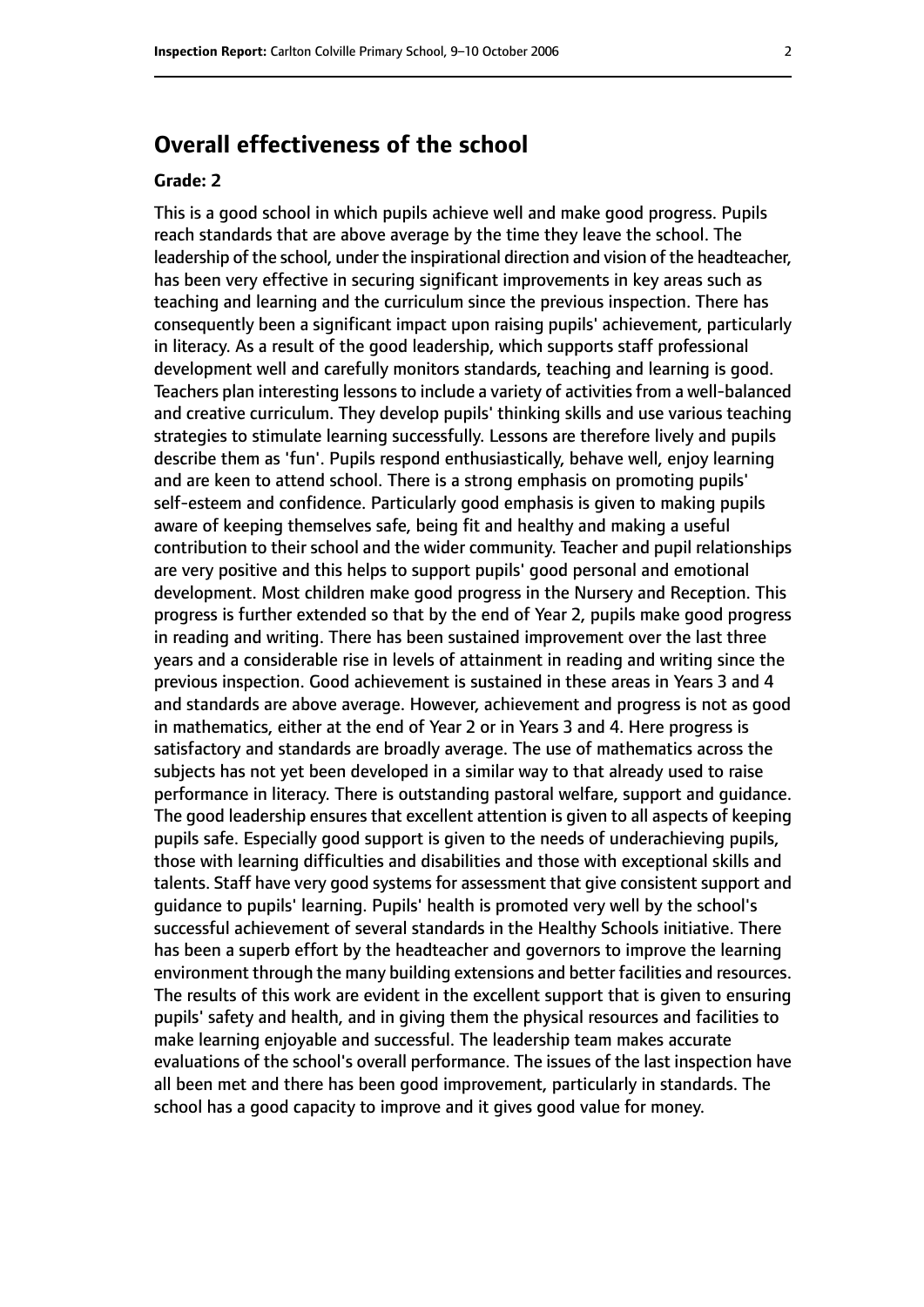## Overall effectiveness of the school

### Grade: 2

This is a good school in which pupils achieve well and make good progress. Pupils reach standards that are above average by the time they leave the school. The leadership of the school, under the inspirational direction and vision of the headteacher, has been very effective in securing significant improvements in key areas such as teaching and learning and the curriculum since the previous inspection. There has consequently been a significant impact upon raising pupils' achievement, particularly in literacy. As a result of the good leadership, which supports staff professional development well and carefully monitors standards, teaching and learning is good. Teachers plan interesting lessons to include a variety of activities from a well-balanced and creative curriculum. They develop pupils' thinking skills and use various teaching strategies to stimulate learning successfully. Lessons are therefore lively and pupils describe them as 'fun'. Pupils respond enthusiastically, behave well, enjoy learning and are keen to attend school. There is a strong emphasis on promoting pupils' self-esteem and confidence. Particularly good emphasis is given to making pupils aware of keeping themselves safe, being fit and healthy and making a useful contribution to their school and the wider community. Teacher and pupil relationships are very positive and this helps to support pupils' good personal and emotional development. Most children make good progress in the Nursery and Reception. This progress is further extended so that by the end of Year 2, pupils make good progress in reading and writing. There has been sustained improvement over the last three years and a considerable rise in levels of attainment in reading and writing since the previous inspection. Good achievement is sustained in these areas in Years 3 and 4 and standards are above average. However, achievement and progress is not as good in mathematics, either at the end of Year 2 or in Years 3 and 4. Here progress is satisfactory and standards are broadly average. The use of mathematics across the subjects has not yet been developed in a similar way to that already used to raise performance in literacy. There is outstanding pastoral welfare, support and guidance. The good leadership ensures that excellent attention is given to all aspects of keeping pupils safe. Especially good support is given to the needs of underachieving pupils, those with learning difficulties and disabilities and those with exceptional skills and talents. Staff have very good systems for assessment that give consistent support and guidance to pupils' learning. Pupils' health is promoted very well by the school's successful achievement of several standards in the Healthy Schools initiative. There has been a superb effort by the headteacher and governors to improve the learning environment through the many building extensions and better facilities and resources. The results of this work are evident in the excellent support that is given to ensuring pupils' safety and health, and in giving them the physical resources and facilities to make learning enjoyable and successful. The leadership team makes accurate evaluations of the school's overall performance. The issues of the last inspection have all been met and there has been good improvement, particularly in standards. The school has a good capacity to improve and it gives good value for money.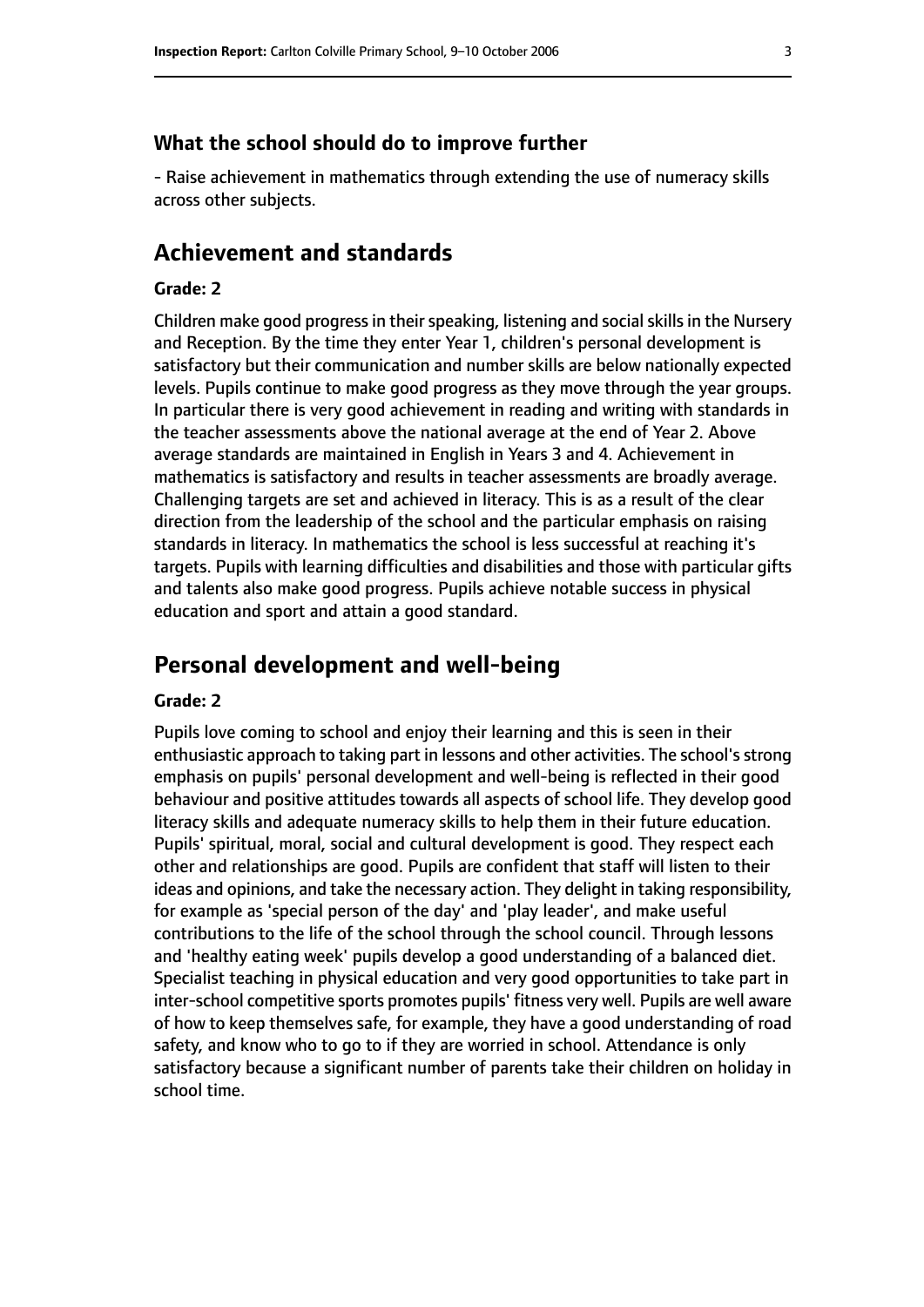### What the school should do to improve further

- Raise achievement in mathematics through extending the use of numeracy skills across other subjects.

## Achievement and standards

#### Grade: 2

Children make good progress in their speaking, listening and social skills in the Nursery and Reception. By the time they enter Year 1, children's personal development is satisfactory but their communication and number skills are below nationally expected levels. Pupils continue to make good progress as they move through the year groups. In particular there is very good achievement in reading and writing with standards in the teacher assessments above the national average at the end of Year 2. Above average standards are maintained in English in Years 3 and 4. Achievement in mathematics is satisfactory and results in teacher assessments are broadly average. Challenging targets are set and achieved in literacy. This is as a result of the clear direction from the leadership of the school and the particular emphasis on raising standards in literacy. In mathematics the school is less successful at reaching it's targets. Pupils with learning difficulties and disabilities and those with particular gifts and talents also make good progress. Pupils achieve notable success in physical education and sport and attain a good standard.

## Personal development and well-being

#### Grade: 2

Pupils love coming to school and enjoy their learning and this is seen in their enthusiastic approach to taking part in lessons and other activities. The school's strong emphasis on pupils' personal development and well-being is reflected in their good behaviour and positive attitudes towards all aspects of school life. They develop good literacy skills and adequate numeracy skills to help them in their future education. Pupils' spiritual, moral, social and cultural development is good. They respect each other and relationships are good. Pupils are confident that staff will listen to their ideas and opinions, and take the necessary action. They delight in taking responsibility, for example as 'special person of the day' and 'play leader', and make useful contributions to the life of the school through the school council. Through lessons and 'healthy eating week' pupils develop a good understanding of a balanced diet. Specialist teaching in physical education and very good opportunities to take part in inter-school competitive sports promotes pupils' fitness very well. Pupils are well aware of how to keep themselves safe, for example, they have a good understanding of road safety, and know who to go to if they are worried in school. Attendance is only satisfactory because a significant number of parents take their children on holiday in school time.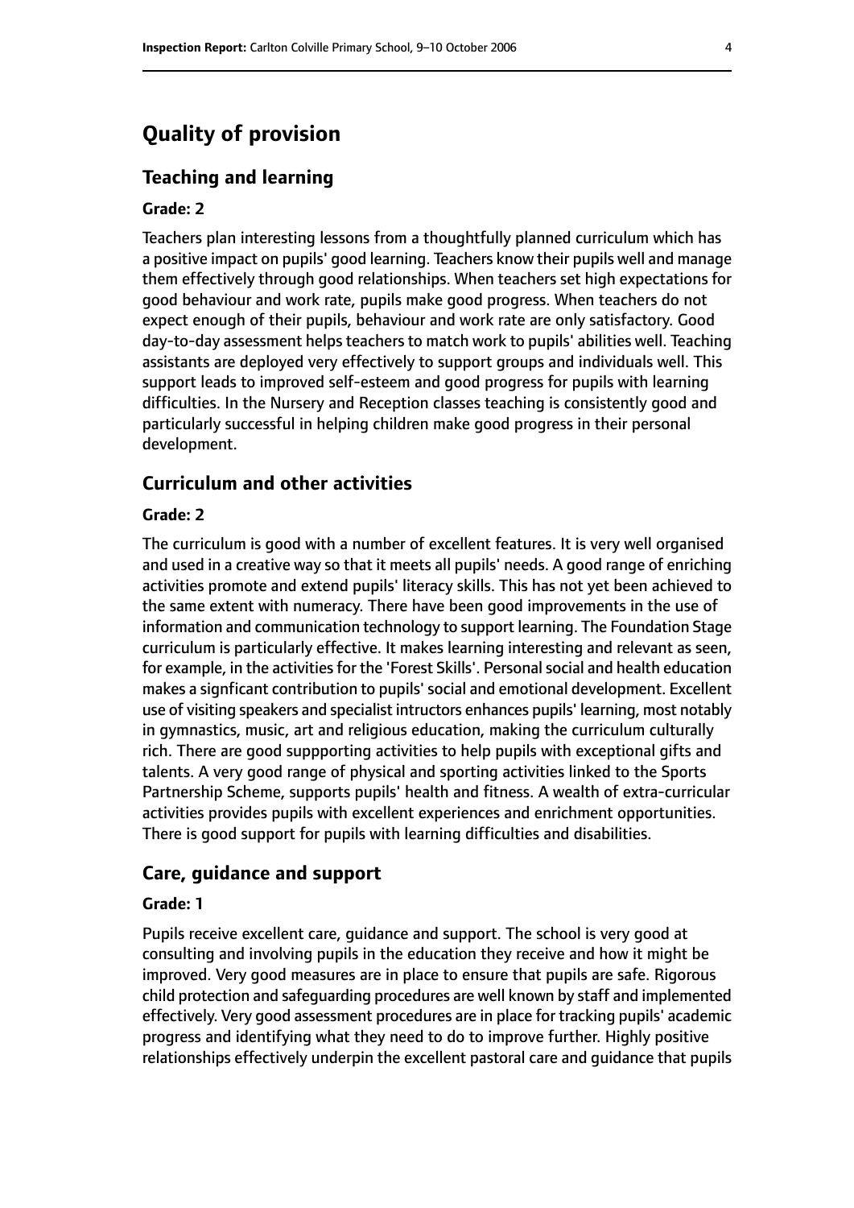# Quality of provision

## Teaching and learning

### Grade: 2

Teachers plan interesting lessons from a thoughtfully planned curriculum which has a positive impact on pupils' good learning. Teachers know their pupils well and manage them effectively through good relationships. When teachers set high expectations for good behaviour and work rate, pupils make good progress. When teachers do not expect enough of their pupils, behaviour and work rate are only satisfactory. Good day-to-day assessment helps teachers to match work to pupils' abilities well. Teaching assistants are deployed very effectively to support groups and individuals well. This support leads to improved self-esteem and good progress for pupils with learning difficulties. In the Nursery and Reception classes teaching is consistently good and particularly successful in helping children make good progress in their personal development.

## Curriculum and other activities

### Grade: 2

The curriculum is good with a number of excellent features. It is very well organised and used in a creative way so that it meets all pupils' needs. A good range of enriching activities promote and extend pupils' literacy skills. This has not yet been achieved to the same extent with numeracy. There have been good improvements in the use of information and communication technology to support learning. The Foundation Stage curriculum is particularly effective. It makes learning interesting and relevant as seen, for example, in the activities for the 'Forest Skills'. Personal social and health education makes a signficant contribution to pupils' social and emotional development. Excellent use of visiting speakers and specialist intructors enhances pupils' learning, most notably in gymnastics, music, art and religious education, making the curriculum culturally rich. There are good suppporting activities to help pupils with exceptional gifts and talents. A very good range of physical and sporting activities linked to the Sports Partnership Scheme, supports pupils' health and fitness. A wealth of extra-curricular activities provides pupils with excellent experiences and enrichment opportunities. There is good support for pupils with learning difficulties and disabilities.

## Care, guidance and support

### Grade: 1

Pupils receive excellent care, guidance and support. The school is very good at consulting and involving pupils in the education they receive and how it might be improved. Very good measures are in place to ensure that pupils are safe. Rigorous child protection and safeguarding procedures are well known by staff and implemented effectively. Very good assessment procedures are in place for tracking pupils' academic progress and identifying what they need to do to improve further. Highly positive relationships effectively underpin the excellent pastoral care and guidance that pupils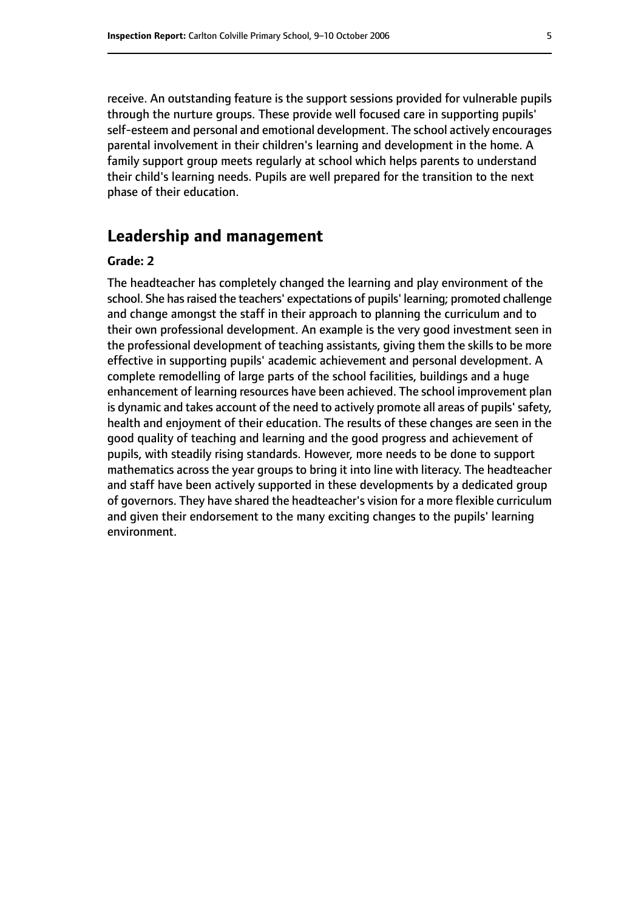receive. An outstanding feature is the support sessions provided for vulnerable pupils through the nurture groups. These provide well focused care in supporting pupils' self-esteem and personal and emotional development. The school actively encourages parental involvement in their children's learning and development in the home. A family support group meets regularly at school which helps parents to understand their child's learning needs. Pupils are well prepared for the transition to the next phase of their education.

## Leadership and management

**Grade: 2**

The headteacher has completely changed the learning and play environment of the school. She has raised the teachers' expectations of pupils' learning; promoted challenge and change amongst the staff in their approach to planning the curriculum and to their own professional development. An example is the very good investment seen in the professional development of teaching assistants, giving them the skills to be more effective in supporting pupils' academic achievement and personal development. A complete remodelling of large parts of the school facilities, buildings and a huge enhancement of learning resources have been achieved. The school improvement plan is dynamic and takes account of the need to actively promote all areas of pupils' safety, health and enjoyment of their education. The results of these changes are seen in the good quality of teaching and learning and the good progress and achievement of pupils, with steadily rising standards. However, more needs to be done to support mathematics across the year groups to bring it into line with literacy. The headteacher and staff have been actively supported in these developments by a dedicated group of governors. They have shared the headteacher's vision for a more flexible curriculum and given their endorsement to the many exciting changes to the pupils' learning environment.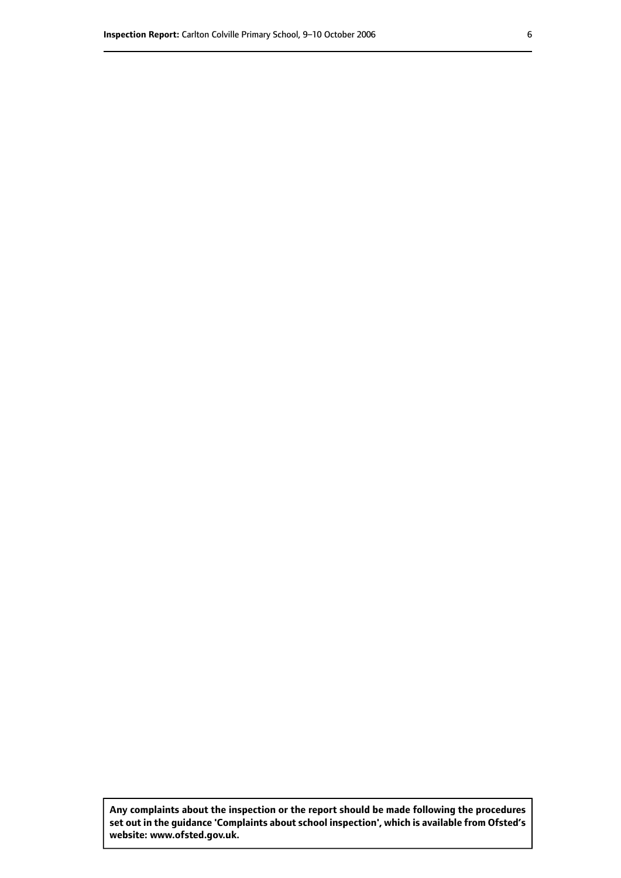**Any complaints about the inspection or the report should be made following the procedures set out in the guidance 'Complaints about school inspection', which is available from Ofsted's website: www.ofsted.gov.uk.**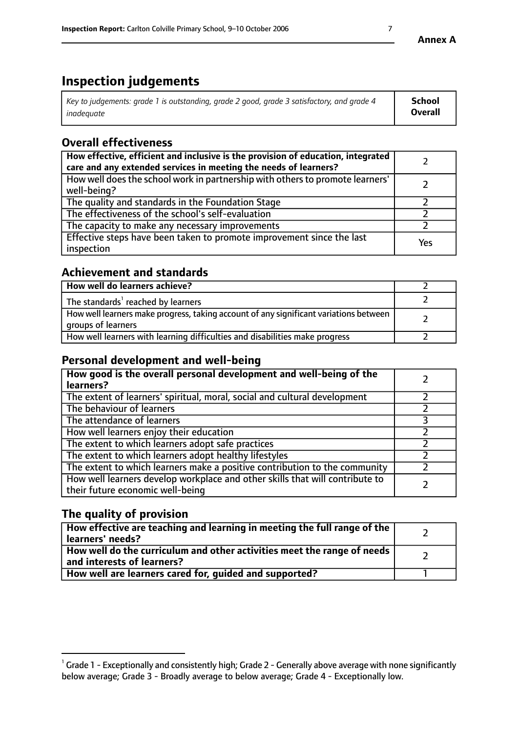**Annex A**

# Inspection judgements

| *Key to judgements: grade 1 is outstanding, grade 2 good, grade 3 satisfactory, and grade 4 inadequate* | **School Overall** |
|---|---|

## Overall effectiveness

| | |
|---|---|
| **How effective, efficient and inclusive is the provision of education, integrated care and any extended services in meeting the needs of learners?** | 2 |
| How well does the school work in partnership with others to promote learners' well-being? | 2 |
| The quality and standards in the Foundation Stage | 2 |
| The effectiveness of the school's self-evaluation | 2 |
| The capacity to make any necessary improvements | 2 |
| Effective steps have been taken to promote improvement since the last inspection | Yes |

## Achievement and standards

| | |
|---|---|
| **How well do learners achieve?** | 2 |
| The standards[1] reached by learners | 2 |
| How well learners make progress, taking account of any significant variations between groups of learners | 2 |
| How well learners with learning difficulties and disabilities make progress | 2 |

## Personal development and well-being

| | |
|---|---|
| **How good is the overall personal development and well-being of the learners?** | 2 |
| The extent of learners' spiritual, moral, social and cultural development | 2 |
| The behaviour of learners | 2 |
| The attendance of learners | 3 |
| How well learners enjoy their education | 2 |
| The extent to which learners adopt safe practices | 2 |
| The extent to which learners adopt healthy lifestyles | 2 |
| The extent to which learners make a positive contribution to the community | 2 |
| How well learners develop workplace and other skills that will contribute to their future economic well-being | 2 |

## The quality of provision

| | |
|---|---|
| **How effective are teaching and learning in meeting the full range of the learners' needs?** | 2 |
| **How well do the curriculum and other activities meet the range of needs and interests of learners?** | 2 |
| **How well are learners cared for, guided and supported?** | 1 |

[1] Grade 1 - Exceptionally and consistently high; Grade 2 - Generally above average with none significantly below average; Grade 3 - Broadly average to below average; Grade 4 - Exceptionally low.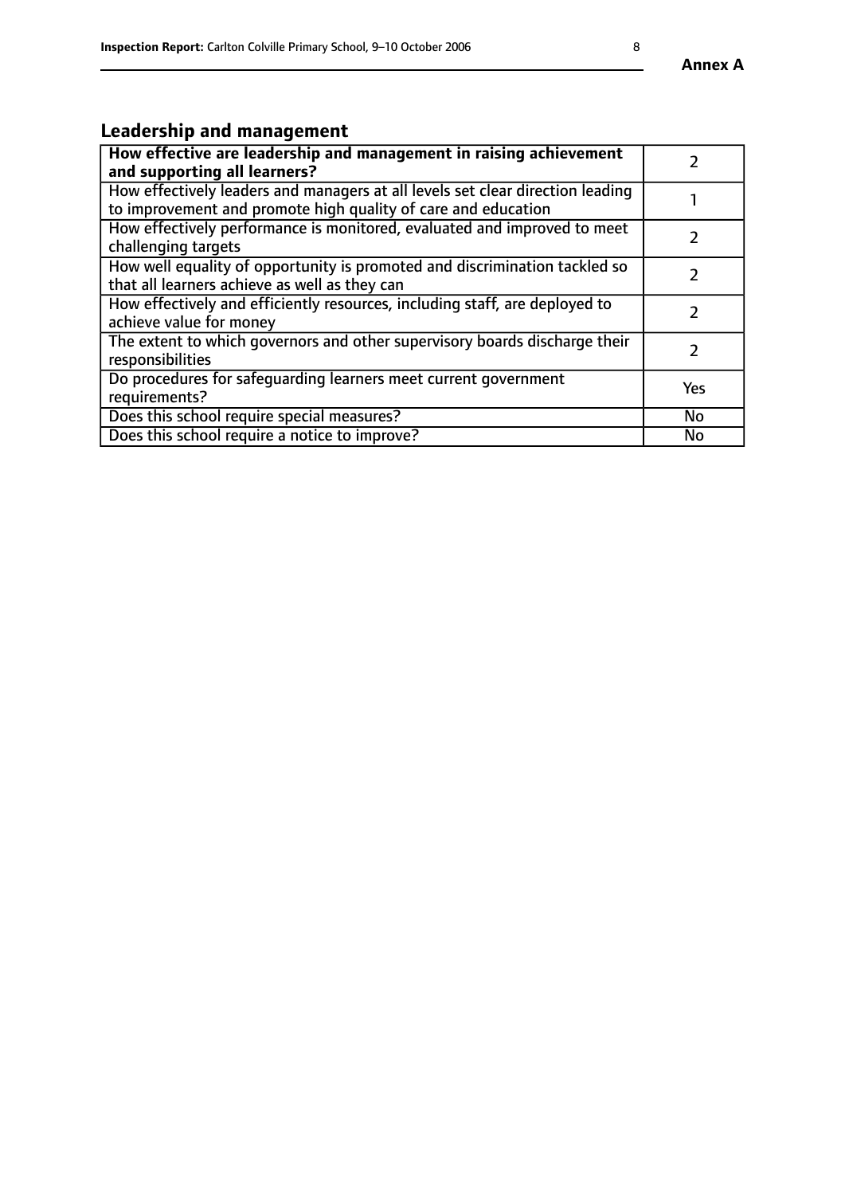## Leadership and management

| **How effective are leadership and management in raising achievement and supporting all learners?** | 2 |
|---|---|
| How effectively leaders and managers at all levels set clear direction leading to improvement and promote high quality of care and education | 1 |
| How effectively performance is monitored, evaluated and improved to meet challenging targets | 2 |
| How well equality of opportunity is promoted and discrimination tackled so that all learners achieve as well as they can | 2 |
| How effectively and efficiently resources, including staff, are deployed to achieve value for money | 2 |
| The extent to which governors and other supervisory boards discharge their responsibilities | 2 |
| Do procedures for safeguarding learners meet current government requirements? | Yes |
| Does this school require special measures? | No |
| Does this school require a notice to improve? | No |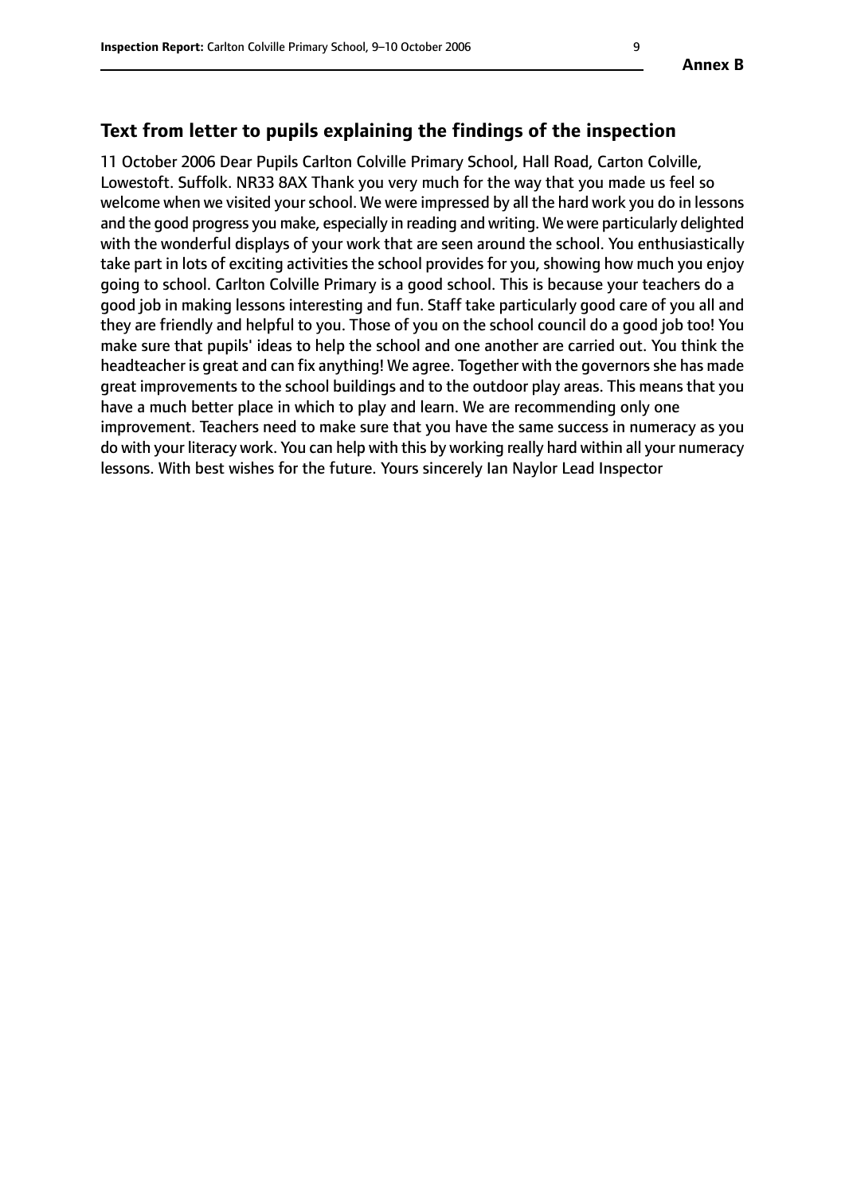## Text from letter to pupils explaining the findings of the inspection

11 October 2006 Dear Pupils Carlton Colville Primary School, Hall Road, Carton Colville, Lowestoft. Suffolk. NR33 8AX Thank you very much for the way that you made us feel so welcome when we visited your school. We were impressed by all the hard work you do in lessons and the good progress you make, especially in reading and writing. We were particularly delighted with the wonderful displays of your work that are seen around the school. You enthusiastically take part in lots of exciting activities the school provides for you, showing how much you enjoy going to school. Carlton Colville Primary is a good school. This is because your teachers do a good job in making lessons interesting and fun. Staff take particularly good care of you all and they are friendly and helpful to you. Those of you on the school council do a good job too! You make sure that pupils' ideas to help the school and one another are carried out. You think the headteacher is great and can fix anything! We agree. Together with the governors she has made great improvements to the school buildings and to the outdoor play areas. This means that you have a much better place in which to play and learn. We are recommending only one improvement. Teachers need to make sure that you have the same success in numeracy as you do with your literacy work. You can help with this by working really hard within all your numeracy lessons. With best wishes for the future. Yours sincerely Ian Naylor Lead Inspector